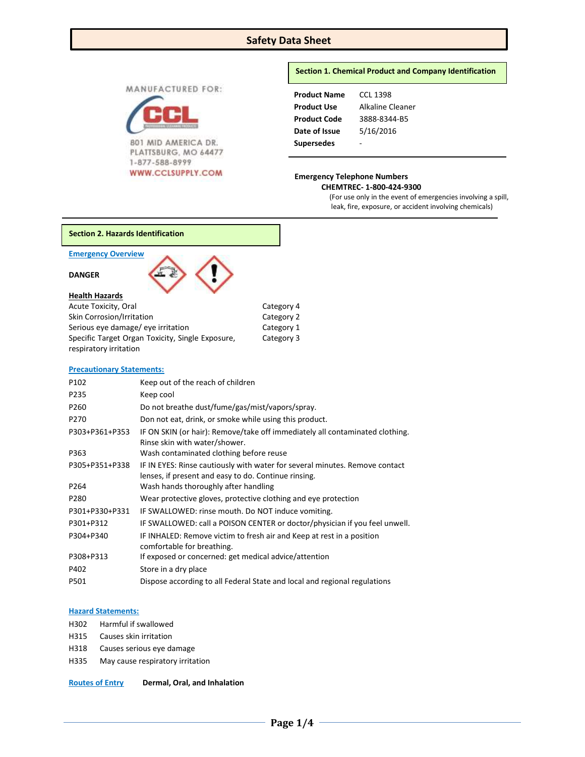# Safety Data Sheet

MANUFACTURED FOR:

CCL

801 MID AMERICA DR.
PLATTSBURG, MO 64477
1-877-588-8999
WWW.CCLSUPPLY.COM

## Section 1. Chemical Product and Company Identification

| | |
|---|---|
| **Product Name** | CCL 1398 |
| **Product Use** | Alkaline Cleaner |
| **Product Code** | 3888-8344-B5 |
| **Date of Issue** | 5/16/2016 |
| **Supersedes** | - |

**Emergency Telephone Numbers**

**CHEMTREC- 1-800-424-9300**

(For use only in the event of emergencies involving a spill, leak, fire, exposure, or accident involving chemicals)

## Section 2. Hazards Identification

**Emergency Overview**

**DANGER**

**Health Hazards**

| | |
|---|---|
| Acute Toxicity, Oral | Category 4 |
| Skin Corrosion/Irritation | Category 2 |
| Serious eye damage/ eye irritation | Category 1 |
| Specific Target Organ Toxicity, Single Exposure, respiratory irritation | Category 3 |

**Precautionary Statements:**

| | |
|---|---|
| P102 | Keep out of the reach of children |
| P235 | Keep cool |
| P260 | Do not breathe dust/fume/gas/mist/vapors/spray. |
| P270 | Don not eat, drink, or smoke while using this product. |
| P303+P361+P353 | IF ON SKIN (or hair): Remove/take off immediately all contaminated clothing. Rinse skin with water/shower. |
| P363 | Wash contaminated clothing before reuse |
| P305+P351+P338 | IF IN EYES: Rinse cautiously with water for several minutes. Remove contact lenses, if present and easy to do. Continue rinsing. |
| P264 | Wash hands thoroughly after handling |
| P280 | Wear protective gloves, protective clothing and eye protection |
| P301+P330+P331 | IF SWALLOWED: rinse mouth. Do NOT induce vomiting. |
| P301+P312 | IF SWALLOWED: call a POISON CENTER or doctor/physician if you feel unwell. |
| P304+P340 | IF INHALED: Remove victim to fresh air and Keep at rest in a position comfortable for breathing. |
| P308+P313 | If exposed or concerned: get medical advice/attention |
| P402 | Store in a dry place |
| P501 | Dispose according to all Federal State and local and regional regulations |

**Hazard Statements:**

| | |
|---|---|
| H302 | Harmful if swallowed |
| H315 | Causes skin irritation |
| H318 | Causes serious eye damage |
| H335 | May cause respiratory irritation |

**Routes of Entry** **Dermal, Oral, and Inhalation**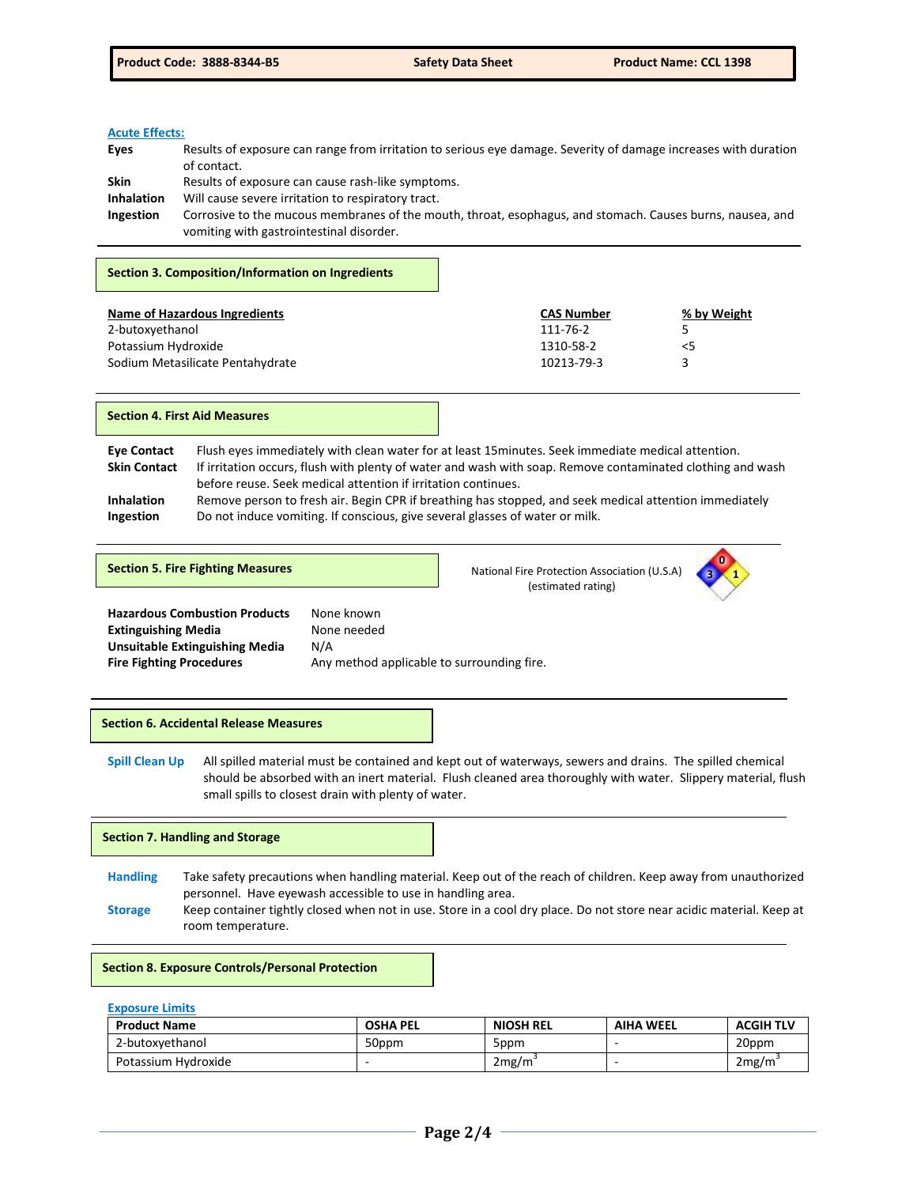**Acute Effects:**

| | |
|---|---|
| **Eyes** | Results of exposure can range from irritation to serious eye damage. Severity of damage increases with duration of contact. |
| **Skin** | Results of exposure can cause rash-like symptoms. |
| **Inhalation** | Will cause severe irritation to respiratory tract. |
| **Ingestion** | Corrosive to the mucous membranes of the mouth, throat, esophagus, and stomach. Causes burns, nausea, and vomiting with gastrointestinal disorder. |

## Section 3. Composition/Information on Ingredients

| Name of Hazardous Ingredients | CAS Number | % by Weight |
|---|---|---|
| 2-butoxyethanol | 111-76-2 | 5 |
| Potassium Hydroxide | 1310-58-2 | <5 |
| Sodium Metasilicate Pentahydrate | 10213-79-3 | 3 |

## Section 4. First Aid Measures

| | |
|---|---|
| **Eye Contact** | Flush eyes immediately with clean water for at least 15minutes. Seek immediate medical attention. |
| **Skin Contact** | If irritation occurs, flush with plenty of water and wash with soap. Remove contaminated clothing and wash before reuse. Seek medical attention if irritation continues. |
| **Inhalation** | Remove person to fresh air. Begin CPR if breathing has stopped, and seek medical attention immediately |
| **Ingestion** | Do not induce vomiting. If conscious, give several glasses of water or milk. |

## Section 5. Fire Fighting Measures

National Fire Protection Association (U.S.A) (estimated rating)

Health: 3, Flammability: 0, Instability: 1

| | |
|---|---|
| **Hazardous Combustion Products** | None known |
| **Extinguishing Media** | None needed |
| **Unsuitable Extinguishing Media** | N/A |
| **Fire Fighting Procedures** | Any method applicable to surrounding fire. |

## Section 6. Accidental Release Measures

**Spill Clean Up** All spilled material must be contained and kept out of waterways, sewers and drains. The spilled chemical should be absorbed with an inert material. Flush cleaned area thoroughly with water. Slippery material, flush small spills to closest drain with plenty of water.

## Section 7. Handling and Storage

| | |
|---|---|
| **Handling** | Take safety precautions when handling material. Keep out of the reach of children. Keep away from unauthorized personnel. Have eyewash accessible to use in handling area. |
| **Storage** | Keep container tightly closed when not in use. Store in a cool dry place. Do not store near acidic material. Keep at room temperature. |

## Section 8. Exposure Controls/Personal Protection

**Exposure Limits**

| Product Name | OSHA PEL | NIOSH REL | AIHA WEEL | ACGIH TLV |
|---|---|---|---|---|
| 2-butoxyethanol | 50ppm | 5ppm | - | 20ppm |
| Potassium Hydroxide | - | 2mg/m$^3$ | - | 2mg/m$^3$ |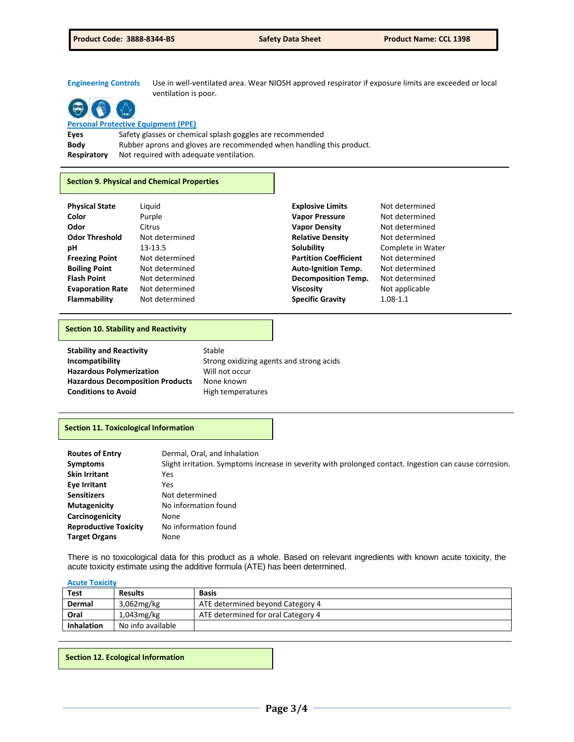**Engineering Controls** Use in well-ventilated area. Wear NIOSH approved respirator if exposure limits are exceeded or local ventilation is poor.

**Personal Protective Equipment (PPE)**

**Eyes** Safety glasses or chemical splash goggles are recommended

**Body** Rubber aprons and gloves are recommended when handling this product.

**Respiratory** Not required with adequate ventilation.

## Section 9. Physical and Chemical Properties

| | |
|---|---|
| **Physical State** | Liquid |
| **Color** | Purple |
| **Odor** | Citrus |
| **Odor Threshold** | Not determined |
| **pH** | 13-13.5 |
| **Freezing Point** | Not determined |
| **Boiling Point** | Not determined |
| **Flash Point** | Not determined |
| **Evaporation Rate** | Not determined |
| **Flammability** | Not determined |
| **Explosive Limits** | Not determined |
| **Vapor Pressure** | Not determined |
| **Vapor Density** | Not determined |
| **Relative Density** | Not determined |
| **Solubility** | Complete in Water |
| **Partition Coefficient** | Not determined |
| **Auto-Ignition Temp.** | Not determined |
| **Decomposition Temp.** | Not determined |
| **Viscosity** | Not applicable |
| **Specific Gravity** | 1.08-1.1 |

## Section 10. Stability and Reactivity

| | |
|---|---|
| **Stability and Reactivity** | Stable |
| **Incompatibility** | Strong oxidizing agents and strong acids |
| **Hazardous Polymerization** | Will not occur |
| **Hazardous Decomposition Products** | None known |
| **Conditions to Avoid** | High temperatures |

## Section 11. Toxicological Information

| | |
|---|---|
| **Routes of Entry** | Dermal, Oral, and Inhalation |
| **Symptoms** | Slight irritation. Symptoms increase in severity with prolonged contact. Ingestion can cause corrosion. |
| **Skin Irritant** | Yes |
| **Eye Irritant** | Yes |
| **Sensitizers** | Not determined |
| **Mutagenicity** | No information found |
| **Carcinogenicity** | None |
| **Reproductive Toxicity** | No information found |
| **Target Organs** | None |

There is no toxicological data for this product as a whole. Based on relevant ingredients with known acute toxicity, the acute toxicity estimate using the additive formula (ATE) has been determined.

**Acute Toxicity**

| Test | Results | Basis |
|---|---|---|
| **Dermal** | 3,062mg/kg | ATE determined beyond Category 4 |
| **Oral** | 1,043mg/kg | ATE determined for oral Category 4 |
| **Inhalation** | No info available | |

## Section 12. Ecological Information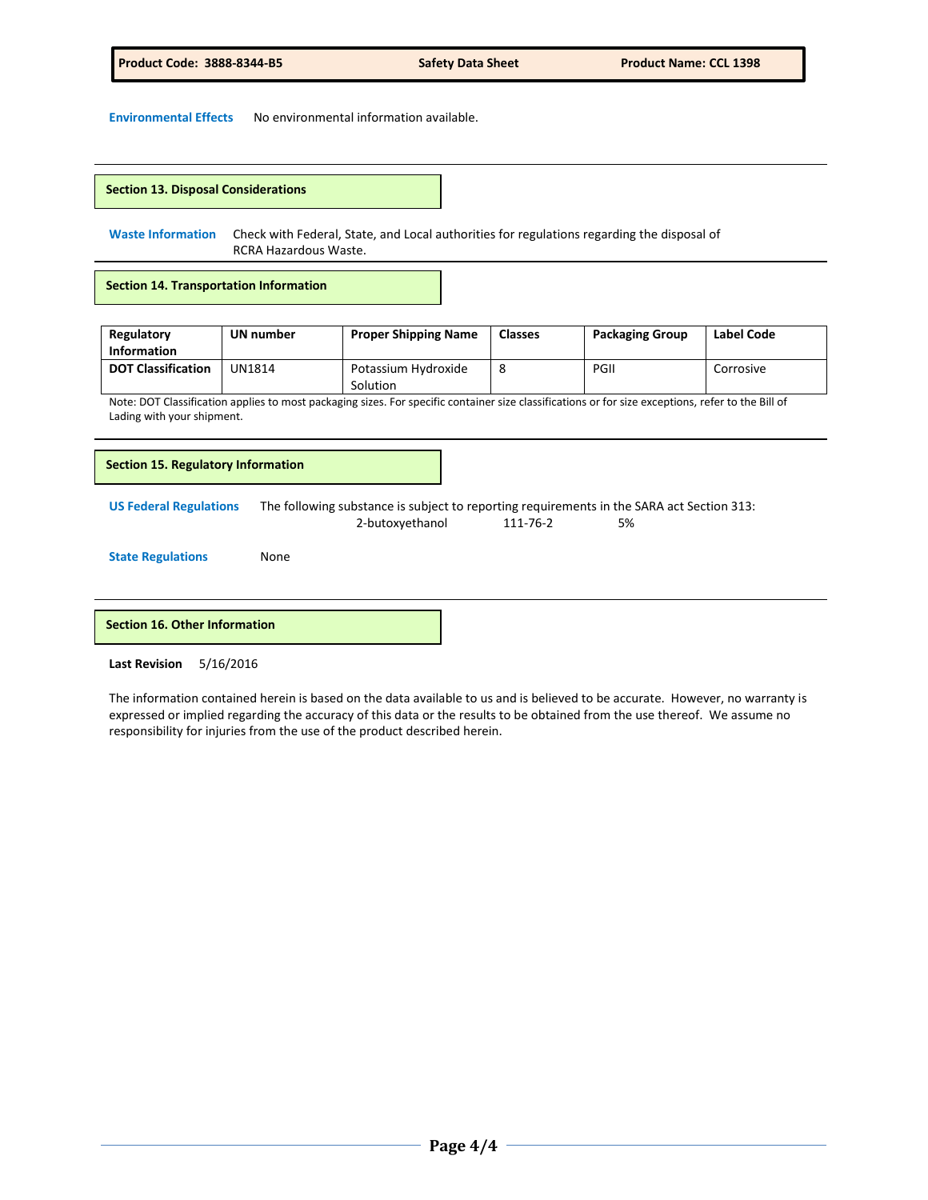**Environmental Effects** No environmental information available.

## Section 13. Disposal Considerations

**Waste Information** Check with Federal, State, and Local authorities for regulations regarding the disposal of RCRA Hazardous Waste.

## Section 14. Transportation Information

| Regulatory Information | UN number | Proper Shipping Name | Classes | Packaging Group | Label Code |
|---|---|---|---|---|---|
| **DOT Classification** | UN1814 | Potassium Hydroxide Solution | 8 | PGII | Corrosive |

Note: DOT Classification applies to most packaging sizes. For specific container size classifications or for size exceptions, refer to the Bill of Lading with your shipment.

## Section 15. Regulatory Information

**US Federal Regulations** The following substance is subject to reporting requirements in the SARA act Section 313:

| | | |
|---|---|---|
| 2-butoxyethanol | 111-76-2 | 5% |

**State Regulations** None

## Section 16. Other Information

**Last Revision** 5/16/2016

The information contained herein is based on the data available to us and is believed to be accurate. However, no warranty is expressed or implied regarding the accuracy of this data or the results to be obtained from the use thereof. We assume no responsibility for injuries from the use of the product described herein.